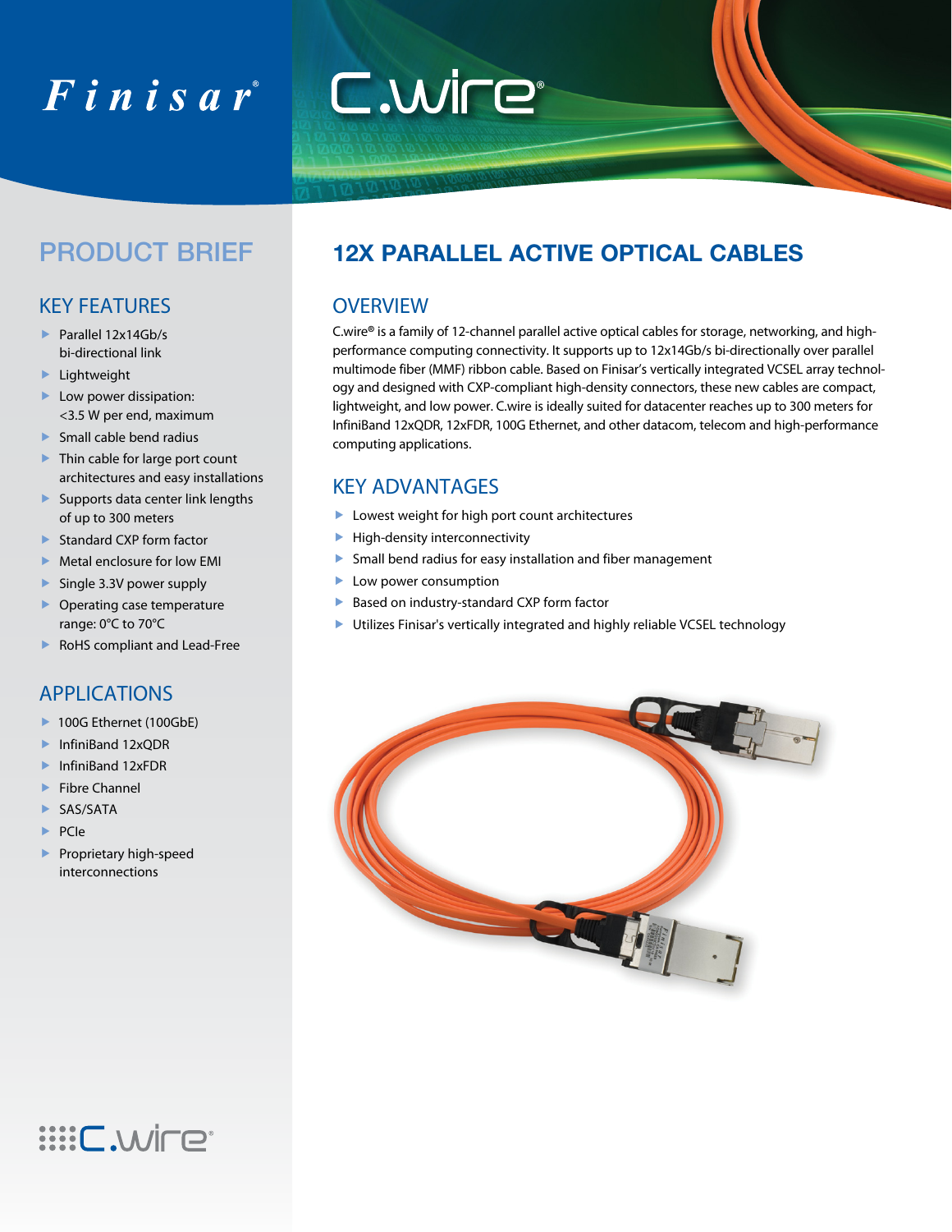Finisar

C.wire

# PRODUCT BRIEF

## KEY FEATURES

- Parallel 12x14Gb/s bi-directional link
- Lightweight
- Low power dissipation: <3.5 W per end, maximum
- Small cable bend radius
- Thin cable for large port count architectures and easy installations
- Supports data center link lengths of up to 300 meters
- Standard CXP form factor
- Metal enclosure for low EMI
- Single 3.3V power supply
- Operating case temperature range: 0°C to 70°C
- RoHS compliant and Lead-Free

## APPLICATIONS

- 100G Ethernet (100GbE)
- InfiniBand 12xQDR
- InfiniBand 12xFDR
- Fibre Channel
- SAS/SATA
- PCIe
- Proprietary high-speed interconnections

# 12X PARALLEL ACTIVE OPTICAL CABLES

## OVERVIEW

C.wire® is a family of 12-channel parallel active optical cables for storage, networking, and high-performance computing connectivity. It supports up to 12x14Gb/s bi-directionally over parallel multimode fiber (MMF) ribbon cable. Based on Finisar's vertically integrated VCSEL array technology and designed with CXP-compliant high-density connectors, these new cables are compact, lightweight, and low power. C.wire is ideally suited for datacenter reaches up to 300 meters for InfiniBand 12xQDR, 12xFDR, 100G Ethernet, and other datacom, telecom and high-performance computing applications.

## KEY ADVANTAGES

- Lowest weight for high port count architectures
- High-density interconnectivity
- Small bend radius for easy installation and fiber management
- Low power consumption
- Based on industry-standard CXP form factor
- Utilizes Finisar's vertically integrated and highly reliable VCSEL technology

C.wire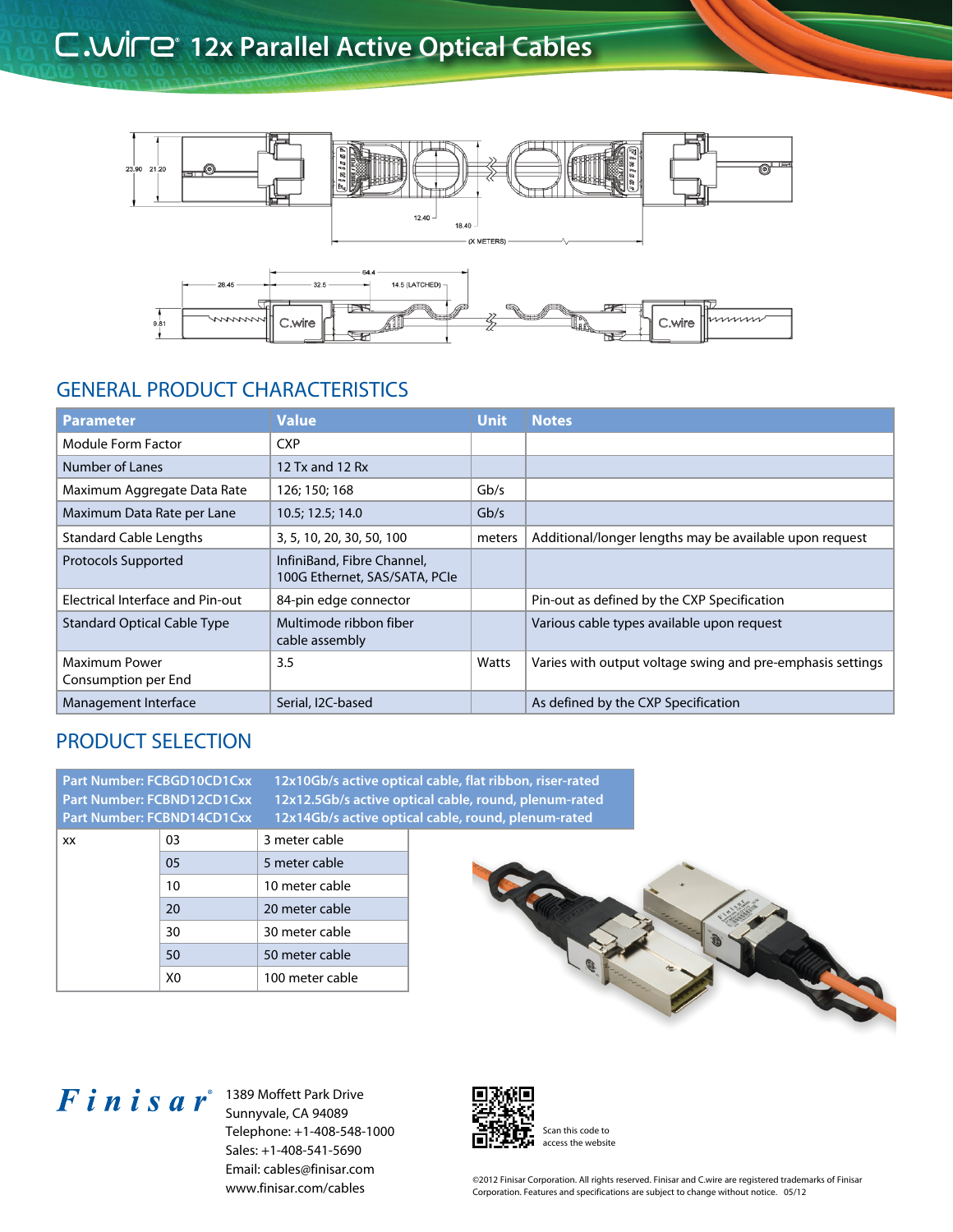# C.wire® 12x Parallel Active Optical Cables

23.90 21.20

12.40

18.40

(X METERS)

28.45

32.5

64.4

14.5 (LATCHED)

9.81

C.wire

C.wire

## GENERAL PRODUCT CHARACTERISTICS

| Parameter | Value | Unit | Notes |
|---|---|---|---|
| Module Form Factor | CXP | | |
| Number of Lanes | 12 Tx and 12 Rx | | |
| Maximum Aggregate Data Rate | 126; 150; 168 | Gb/s | |
| Maximum Data Rate per Lane | 10.5; 12.5; 14.0 | Gb/s | |
| Standard Cable Lengths | 3, 5, 10, 20, 30, 50, 100 | meters | Additional/longer lengths may be available upon request |
| Protocols Supported | InfiniBand, Fibre Channel, 100G Ethernet, SAS/SATA, PCIe | | |
| Electrical Interface and Pin-out | 84-pin edge connector | | Pin-out as defined by the CXP Specification |
| Standard Optical Cable Type | Multimode ribbon fiber cable assembly | | Various cable types available upon request |
| Maximum Power Consumption per End | 3.5 | Watts | Varies with output voltage swing and pre-emphasis settings |
| Management Interface | Serial, I2C-based | | As defined by the CXP Specification |

## PRODUCT SELECTION

| Part Number | Description |
|---|---|
| Part Number: FCBGD10CD1Cxx | 12x10Gb/s active optical cable, flat ribbon, riser-rated |
| Part Number: FCBND12CD1Cxx | 12x12.5Gb/s active optical cable, round, plenum-rated |
| Part Number: FCBND14CD1Cxx | 12x14Gb/s active optical cable, round, plenum-rated |

| | | |
|---|---|---|
| xx | 03 | 3 meter cable |
| | 05 | 5 meter cable |
| | 10 | 10 meter cable |
| | 20 | 20 meter cable |
| | 30 | 30 meter cable |
| | 50 | 50 meter cable |
| | X0 | 100 meter cable |

**Finisar®**

1389 Moffett Park Drive
Sunnyvale, CA 94089
Telephone: +1-408-548-1000
Sales: +1-408-541-5690
Email: cables@finisar.com
www.finisar.com/cables

Scan this code to access the website

©2012 Finisar Corporation. All rights reserved. Finisar and C.wire are registered trademarks of Finisar Corporation. Features and specifications are subject to change without notice. 05/12